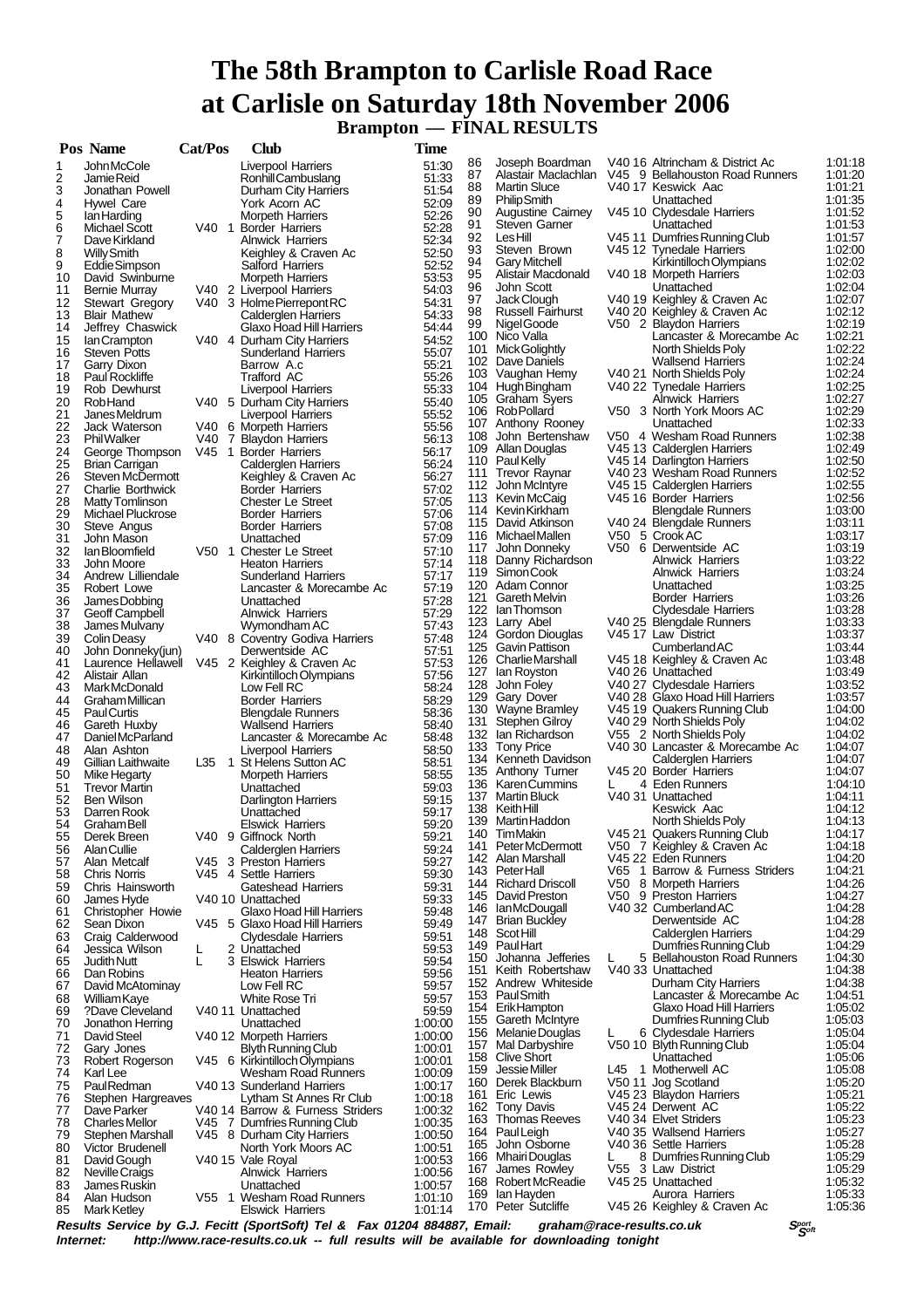# The 58th Brampton to Carlisle Road Race at Carlisle on Saturday 18th November 2006

## Brampton — FINAL RESULTS

| Pos | Name | Cat/Pos | Club | Time |
|---|---|---|---|---|
| 1 | John McCole | | Liverpool Harriers | 51:30 |
| 2 | Jamie Reid | | Ronhill Cambuslang | 51:33 |
| 3 | Jonathan Powell | | Durham City Harriers | 51:54 |
| 4 | Hywel Care | | York Acorn AC | 52:09 |
| 5 | Ian Harding | | Morpeth Harriers | 52:26 |
| 6 | Michael Scott | V40 1 | Border Harriers | 52:28 |
| 7 | Dave Kirkland | | Alnwick Harriers | 52:34 |
| 8 | Willy Smith | | Keighley & Craven Ac | 52:50 |
| 9 | Eddie Simpson | | Salford Harriers | 52:52 |
| 10 | David Swinburne | | Morpeth Harriers | 53:53 |
| 11 | Bernie Murray | V40 2 | Liverpool Harriers | 54:03 |
| 12 | Stewart Gregory | V40 3 | Holme Pierrepont RC | 54:31 |
| 13 | Blair Mathew | | Calderglen Harriers | 54:33 |
| 14 | Jeffrey Chaswick | | Glaxo Hoad Hill Harriers | 54:44 |
| 15 | Ian Crampton | V40 4 | Durham City Harriers | 54:52 |
| 16 | Steven Potts | | Sunderland Harriers | 55:07 |
| 17 | Garry Dixon | | Barrow A.c | 55:21 |
| 18 | Paul Rockliffe | | Trafford AC | 55:26 |
| 19 | Rob Dewhurst | | Liverpool Harriers | 55:33 |
| 20 | Rob Hand | V40 5 | Durham City Harriers | 55:40 |
| 21 | Janes Meldrum | | Liverpool Harriers | 55:52 |
| 22 | Jack Waterson | V40 6 | Morpeth Harriers | 55:56 |
| 23 | Phil Walker | V40 7 | Blaydon Harriers | 56:13 |
| 24 | George Thompson | V45 1 | Border Harriers | 56:17 |
| 25 | Brian Carrigan | | Calderglen Harriers | 56:24 |
| 26 | Steven McDermott | | Keighley & Craven Ac | 56:27 |
| 27 | Charlie Borthwick | | Border Harriers | 57:02 |
| 28 | Matty Tomlinson | | Chester Le Street | 57:05 |
| 29 | Michael Pluckrose | | Border Harriers | 57:06 |
| 30 | Steve Angus | | Border Harriers | 57:08 |
| 31 | John Mason | | Unattached | 57:09 |
| 32 | Ian Bloomfield | V50 1 | Chester Le Street | 57:10 |
| 33 | John Moore | | Heaton Harriers | 57:14 |
| 34 | Andrew Lilliendale | | Sunderland Harriers | 57:17 |
| 35 | Robert Lowe | | Lancaster & Morecambe Ac | 57:19 |
| 36 | James Dobbing | | Unattached | 57:28 |
| 37 | Geoff Campbell | | Alnwick Harriers | 57:29 |
| 38 | James Mulvany | | Wymondham AC | 57:43 |
| 39 | Colin Deasy | V40 8 | Coventry Godiva Harriers | 57:48 |
| 40 | John Donneky(jun) | | Derwentside AC | 57:51 |
| 41 | Laurence Hellawell | V45 2 | Keighley & Craven Ac | 57:53 |
| 42 | Alistair Allan | | Kirkintilloch Olympians | 57:56 |
| 43 | Mark McDonald | | Low Fell RC | 58:24 |
| 44 | Graham Millican | | Border Harriers | 58:29 |
| 45 | Paul Curtis | | Blengdale Runners | 58:36 |
| 46 | Gareth Huxby | | Wallsend Harriers | 58:40 |
| 47 | Daniel McParland | | Lancaster & Morecambe Ac | 58:48 |
| 48 | Alan Ashton | | Liverpool Harriers | 58:50 |
| 49 | Gillian Laithwaite | L35 1 | St Helens Sutton AC | 58:51 |
| 50 | Mike Hegarty | | Morpeth Harriers | 58:55 |
| 51 | Trevor Martin | | Unattached | 59:03 |
| 52 | Ben Wilson | | Darlington Harriers | 59:15 |
| 53 | Darren Rook | | Unattached | 59:17 |
| 54 | Graham Bell | | Elswick Harriers | 59:20 |
| 55 | Derek Breen | V40 9 | Giffnock North | 59:21 |
| 56 | Alan Cullie | | Calderglen Harriers | 59:24 |
| 57 | Alan Metcalf | V45 3 | Preston Harriers | 59:27 |
| 58 | Chris Norris | V45 4 | Settle Harriers | 59:30 |
| 59 | Chris Hainsworth | | Gateshead Harriers | 59:31 |
| 60 | James Hyde | V40 10 | Unattached | 59:33 |
| 61 | Christopher Howie | | Glaxo Hoad Hill Harriers | 59:48 |
| 62 | Sean Dixon | V45 5 | Glaxo Hoad Hill Harriers | 59:49 |
| 63 | Craig Calderwood | | Clydesdale Harriers | 59:51 |
| 64 | Jessica Wilson | L 2 | Unattached | 59:53 |
| 65 | Judith Nutt | L 3 | Elswick Harriers | 59:54 |
| 66 | Dan Robins | | Heaton Harriers | 59:56 |
| 67 | David McAtominay | | Low Fell RC | 59:57 |
| 68 | William Kaye | | White Rose Tri | 59:57 |
| 69 | ?Dave Cleveland | V40 11 | Unattached | 59:59 |
| 70 | Jonathon Herring | | Unattached | 1:00:00 |
| 71 | David Steel | V40 12 | Morpeth Harriers | 1:00:00 |
| 72 | Gary Jones | | Blyth Running Club | 1:00:01 |
| 73 | Robert Rogerson | V45 6 | Kirkintilloch Olympians | 1:00:01 |
| 74 | Karl Lee | | Wesham Road Runners | 1:00:09 |
| 75 | Paul Redman | V40 13 | Sunderland Harriers | 1:00:17 |
| 76 | Stephen Hargreaves | | Lytham St Annes Rr Club | 1:00:18 |
| 77 | Dave Parker | V40 14 | Barrow & Furness Striders | 1:00:32 |
| 78 | Charles Mellor | V45 7 | Dumfries Running Club | 1:00:35 |
| 79 | Stephen Marshall | V45 8 | Durham City Harriers | 1:00:50 |
| 80 | Victor Brudenell | | North York Moors AC | 1:00:51 |
| 81 | David Gough | V40 15 | Vale Royal | 1:00:53 |
| 82 | Neville Craigs | | Alnwick Harriers | 1:00:56 |
| 83 | James Ruskin | | Unattached | 1:00:57 |
| 84 | Alan Hudson | V55 1 | Wesham Road Runners | 1:01:10 |
| 85 | Mark Ketley | | Elswick Harriers | 1:01:14 |
| 86 | Joseph Boardman | V40 16 | Altrincham & District Ac | 1:01:18 |
| 87 | Alastair Maclachlan | V45 9 | Bellahouston Road Runners | 1:01:20 |
| 88 | Martin Sluce | V40 17 | Keswick Aac | 1:01:21 |
| 89 | Philip Smith | | Unattached | 1:01:35 |
| 90 | Augustine Cairney | V45 10 | Clydesdale Harriers | 1:01:52 |
| 91 | Steven Garner | | Unattached | 1:01:53 |
| 92 | Les Hill | V45 11 | Dumfries Running Club | 1:01:57 |
| 93 | Steven Brown | V45 12 | Tynedale Harriers | 1:02:00 |
| 94 | Gary Mitchell | | Kirkintilloch Olympians | 1:02:02 |
| 95 | Alistair Macdonald | V40 18 | Morpeth Harriers | 1:02:03 |
| 96 | John Scott | | Unattached | 1:02:04 |
| 97 | Jack Clough | V40 19 | Keighley & Craven Ac | 1:02:07 |
| 98 | Russell Fairhurst | V40 20 | Keighley & Craven Ac | 1:02:12 |
| 99 | Nigel Goode | V50 2 | Blaydon Harriers | 1:02:19 |
| 100 | Nico Valla | | Lancaster & Morecambe Ac | 1:02:21 |
| 101 | Mick Golightly | | North Shields Poly | 1:02:22 |
| 102 | Dave Daniels | | Wallsend Harriers | 1:02:24 |
| 103 | Vaughan Hemy | V40 21 | North Shields Poly | 1:02:24 |
| 104 | Hugh Bingham | V40 22 | Tynedale Harriers | 1:02:25 |
| 105 | Graham Syers | | Alnwick Harriers | 1:02:27 |
| 106 | Rob Pollard | V50 3 | North York Moors AC | 1:02:29 |
| 107 | Anthony Rooney | | Unattached | 1:02:33 |
| 108 | John Bertenshaw | V50 4 | Wesham Road Runners | 1:02:38 |
| 109 | Allan Douglas | V45 13 | Calderglen Harriers | 1:02:49 |
| 110 | Paul Kelly | V45 14 | Darlington Harriers | 1:02:50 |
| 111 | Trevor Raynar | V40 23 | Wesham Road Runners | 1:02:52 |
| 112 | John McIntyre | V45 15 | Calderglen Harriers | 1:02:55 |
| 113 | Kevin McCaig | V45 16 | Border Harriers | 1:02:56 |
| 114 | Kevin Kirkham | | Blengdale Runners | 1:03:00 |
| 115 | David Atkinson | V40 24 | Blengdale Runners | 1:03:11 |
| 116 | Michael Mallen | V50 5 | Crook AC | 1:03:17 |
| 117 | John Donneky | V50 6 | Derwentside AC | 1:03:19 |
| 118 | Danny Richardson | | Alnwick Harriers | 1:03:22 |
| 119 | Simon Cook | | Alnwick Harriers | 1:03:24 |
| 120 | Adam Connor | | Unattached | 1:03:25 |
| 121 | Gareth Melvin | | Border Harriers | 1:03:26 |
| 122 | Ian Thomson | | Clydesdale Harriers | 1:03:28 |
| 123 | Larry Abel | V40 25 | Blengdale Runners | 1:03:33 |
| 124 | Gordon Diouglas | V45 17 | Law District | 1:03:37 |
| 125 | Gavin Pattison | | Cumberland AC | 1:03:44 |
| 126 | Charlie Marshall | V45 18 | Keighley & Craven Ac | 1:03:48 |
| 127 | Ian Royston | V40 26 | Unattached | 1:03:49 |
| 128 | John Foley | V40 27 | Clydesdale Harriers | 1:03:52 |
| 129 | Gary Dover | V40 28 | Glaxo Hoad Hill Harriers | 1:03:57 |
| 130 | Wayne Bramley | V45 19 | Quakers Running Club | 1:04:00 |
| 131 | Stephen Gilroy | V40 29 | North Shields Poly | 1:04:02 |
| 132 | Ian Richardson | V55 2 | North Shields Poly | 1:04:02 |
| 133 | Tony Price | V40 30 | Lancaster & Morecambe Ac | 1:04:07 |
| 134 | Kenneth Davidson | | Calderglen Harriers | 1:04:07 |
| 135 | Anthony Turner | V45 20 | Border Harriers | 1:04:07 |
| 136 | Karen Cummins | L 4 | Eden Runners | 1:04:10 |
| 137 | Martin Bluck | V40 31 | Unattached | 1:04:11 |
| 138 | Keith Hill | | Keswick Aac | 1:04:12 |
| 139 | Martin Haddon | | North Shields Poly | 1:04:13 |
| 140 | Tim Makin | V45 21 | Quakers Running Club | 1:04:17 |
| 141 | Peter McDermott | V50 7 | Keighley & Craven Ac | 1:04:18 |
| 142 | Alan Marshall | V45 22 | Eden Runners | 1:04:20 |
| 143 | Peter Hall | V65 1 | Barrow & Furness Striders | 1:04:21 |
| 144 | Richard Driscoll | V50 8 | Morpeth Harriers | 1:04:26 |
| 145 | David Preston | V50 9 | Preston Harriers | 1:04:27 |
| 146 | Ian McDougall | V40 32 | Cumberland AC | 1:04:28 |
| 147 | Brian Buckley | | Derwentside AC | 1:04:28 |
| 148 | Scot Hill | | Calderglen Harriers | 1:04:29 |
| 149 | Paul Hart | | Dumfries Running Club | 1:04:29 |
| 150 | Johanna Jefferies | L 5 | Bellahouston Road Runners | 1:04:30 |
| 151 | Keith Robertshaw | V40 33 | Unattached | 1:04:38 |
| 152 | Andrew Whiteside | | Durham City Harriers | 1:04:38 |
| 153 | Paul Smith | | Lancaster & Morecambe Ac | 1:04:51 |
| 154 | Erik Hampton | | Glaxo Hoad Hill Harriers | 1:05:02 |
| 155 | Gareth McIntyre | | Dumfries Running Club | 1:05:03 |
| 156 | Melanie Douglas | L 6 | Clydesdale Harriers | 1:05:04 |
| 157 | Mal Darbyshire | V50 10 | Blyth Running Club | 1:05:04 |
| 158 | Clive Short | | Unattached | 1:05:06 |
| 159 | Jessie Miller | L45 1 | Motherwell AC | 1:05:08 |
| 160 | Derek Blackburn | V50 11 | Jog Scotland | 1:05:20 |
| 161 | Eric Lewis | V45 23 | Blaydon Harriers | 1:05:21 |
| 162 | Tony Davis | V45 24 | Derwent AC | 1:05:22 |
| 163 | Thomas Reeves | V40 34 | Elvet Striders | 1:05:23 |
| 164 | Paul Leigh | V40 35 | Wallsend Harriers | 1:05:27 |
| 165 | John Osborne | V40 36 | Settle Harriers | 1:05:28 |
| 166 | Mhairi Douglas | L 8 | Dumfries Running Club | 1:05:29 |
| 167 | James Rowley | V55 3 | Law District | 1:05:29 |
| 168 | Robert McReadie | V45 25 | Unattached | 1:05:32 |
| 169 | Ian Hayden | | Aurora Harriers | 1:05:33 |
| 170 | Peter Sutcliffe | V45 26 | Keighley & Craven Ac | 1:05:36 |

***Results Service by G.J. Fecitt (SportSoft) Tel & Fax 01204 884887, Email: graham@race-results.co.uk***
***Internet: http://www.race-results.co.uk -- full results will be available for downloading tonight***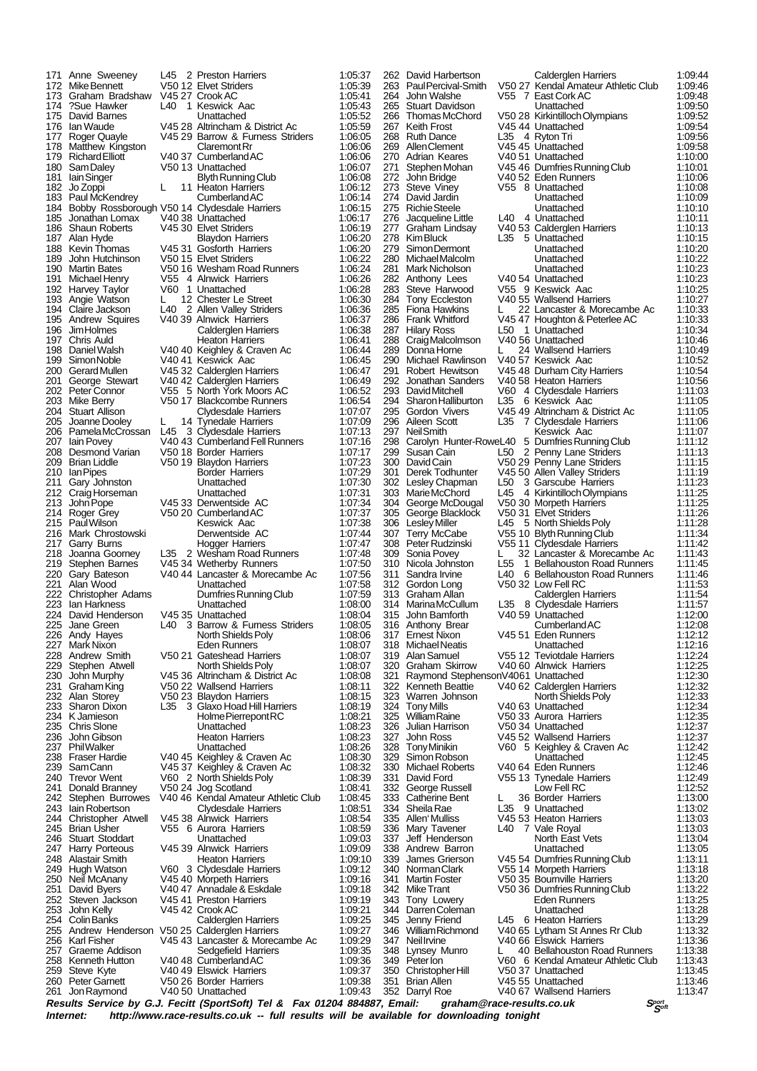| Pos | Name | Cat | Club | Time |
|---|---|---|---|---|
| 171 | Anne Sweeney | L45 2 | Preston Harriers | 1:05:37 |
| 172 | Mike Bennett | V50 12 | Elvet Striders | 1:05:39 |
| 173 | Graham Bradshaw | V45 27 | Crook AC | 1:05:41 |
| 174 | ?Sue Hawker | L40 1 | Keswick Aac | 1:05:43 |
| 175 | David Barnes | | Unattached | 1:05:52 |
| 176 | Ian Waude | V45 28 | Altrincham & District Ac | 1:05:59 |
| 177 | Roger Quayle | V45 29 | Barrow & Furness Striders | 1:06:05 |
| 178 | Matthew Kingston | | Claremont Rr | 1:06:06 |
| 179 | Richard Elliott | V40 37 | Cumberland AC | 1:06:06 |
| 180 | Sam Daley | V50 13 | Unattached | 1:06:07 |
| 181 | Iain Singer | | Blyth Running Club | 1:06:08 |
| 182 | Jo Zoppi | L 11 | Heaton Harriers | 1:06:12 |
| 183 | Paul McKendrey | | Cumberland AC | 1:06:14 |
| 184 | Bobby Rossborough | V50 14 | Clydesdale Harriers | 1:06:15 |
| 185 | Jonathan Lomax | V40 38 | Unattached | 1:06:17 |
| 186 | Shaun Roberts | V45 30 | Elvet Striders | 1:06:19 |
| 187 | Alan Hyde | | Blaydon Harriers | 1:06:20 |
| 188 | Kevin Thomas | V45 31 | Gosforth Harriers | 1:06:20 |
| 189 | John Hutchinson | V50 15 | Elvet Striders | 1:06:22 |
| 190 | Martin Bates | V50 16 | Wesham Road Runners | 1:06:24 |
| 191 | Michael Henry | V55 4 | Alnwick Harriers | 1:06:26 |
| 192 | Harvey Taylor | V60 1 | Unattached | 1:06:28 |
| 193 | Angie Watson | L 12 | Chester Le Street | 1:06:30 |
| 194 | Claire Jackson | L40 2 | Allen Valley Striders | 1:06:36 |
| 195 | Andrew Squires | V40 39 | Alnwick Harriers | 1:06:37 |
| 196 | Jim Holmes | | Calderglen Harriers | 1:06:38 |
| 197 | Chris Auld | | Heaton Harriers | 1:06:41 |
| 198 | Daniel Walsh | V40 40 | Keighley & Craven Ac | 1:06:44 |
| 199 | Simon Noble | V40 41 | Keswick Aac | 1:06:45 |
| 200 | Gerard Mullen | V45 32 | Calderglen Harriers | 1:06:47 |
| 201 | George Stewart | V40 42 | Calderglen Harriers | 1:06:49 |
| 202 | Peter Connor | V55 5 | North York Moors AC | 1:06:52 |
| 203 | Mike Berry | V50 17 | Blackcombe Runners | 1:06:54 |
| 204 | Stuart Allison | | Clydesdale Harriers | 1:07:07 |
| 205 | Joanne Dooley | L 14 | Tynedale Harriers | 1:07:09 |
| 206 | Pamela McCrossan | L45 3 | Clydesdale Harriers | 1:07:13 |
| 207 | Iain Povey | V40 43 | Cumberland Fell Runners | 1:07:16 |
| 208 | Desmond Varian | V50 18 | Border Harriers | 1:07:17 |
| 209 | Brian Liddle | V50 19 | Blaydon Harriers | 1:07:23 |
| 210 | Ian Pipes | | Border Harriers | 1:07:29 |
| 211 | Gary Johnston | | Unattached | 1:07:30 |
| 212 | Craig Horseman | | Unattached | 1:07:31 |
| 213 | John Pope | V45 33 | Derwentside AC | 1:07:34 |
| 214 | Roger Grey | V50 20 | Cumberland AC | 1:07:37 |
| 215 | Paul Wilson | | Keswick Aac | 1:07:38 |
| 216 | Mark Chrostowski | | Derwentside AC | 1:07:44 |
| 217 | Garry Burns | | Hogger Harriers | 1:07:47 |
| 218 | Joanna Goorney | L35 2 | Wesham Road Runners | 1:07:48 |
| 219 | Stephen Barnes | V45 34 | Wetherby Runners | 1:07:50 |
| 220 | Gary Bateson | V40 44 | Lancaster & Morecambe Ac | 1:07:56 |
| 221 | Alan Wood | | Unattached | 1:07:58 |
| 222 | Christopher Adams | | Dumfries Running Club | 1:07:59 |
| 223 | Ian Harkness | | Unattached | 1:08:00 |
| 224 | David Henderson | V45 35 | Unattached | 1:08:04 |
| 225 | Jane Green | L40 3 | Barrow & Furness Striders | 1:08:05 |
| 226 | Andy Hayes | | North Shields Poly | 1:08:06 |
| 227 | Mark Nixon | | Eden Runners | 1:08:07 |
| 228 | Andrew Smith | V50 21 | Gateshead Harriers | 1:08:07 |
| 229 | Stephen Atwell | | North Shields Poly | 1:08:07 |
| 230 | John Murphy | V45 36 | Altrincham & District Ac | 1:08:08 |
| 231 | Graham King | V50 22 | Wallsend Harriers | 1:08:11 |
| 232 | Alan Storey | V50 23 | Blaydon Harriers | 1:08:15 |
| 233 | Sharon Dixon | L35 3 | Glaxo Hoad Hill Harriers | 1:08:19 |
| 234 | K Jamieson | | Holme Pierrepont RC | 1:08:21 |
| 235 | Chris Slone | | Unattached | 1:08:23 |
| 236 | John Gibson | | Heaton Harriers | 1:08:23 |
| 237 | Phil Walker | | Unattached | 1:08:26 |
| 238 | Fraser Hardie | V40 45 | Keighley & Craven Ac | 1:08:30 |
| 239 | Sam Cann | V45 37 | Keighley & Craven Ac | 1:08:32 |
| 240 | Trevor Went | V60 2 | North Shields Poly | 1:08:39 |
| 241 | Donald Branney | V50 24 | Jog Scotland | 1:08:41 |
| 242 | Stephen Burrowes | V40 46 | Kendal Amateur Athletic Club | 1:08:45 |
| 243 | Iain Robertson | | Clydesdale Harriers | 1:08:51 |
| 244 | Christopher Atwell | V45 38 | Alnwick Harriers | 1:08:54 |
| 245 | Brian Usher | V55 6 | Aurora Harriers | 1:08:59 |
| 246 | Stuart Stoddart | | Unattached | 1:09:03 |
| 247 | Harry Porteous | V45 39 | Alnwick Harriers | 1:09:09 |
| 248 | Alastair Smith | | Heaton Harriers | 1:09:10 |
| 249 | Hugh Watson | V60 3 | Clydesdale Harriers | 1:09:12 |
| 250 | Neil McAnany | V45 40 | Morpeth Harriers | 1:09:16 |
| 251 | David Byers | V40 47 | Annadale & Eskdale | 1:09:18 |
| 252 | Steven Jackson | V45 41 | Preston Harriers | 1:09:19 |
| 253 | John Kelly | V45 42 | Crook AC | 1:09:21 |
| 254 | Colin Banks | | Calderglen Harriers | 1:09:25 |
| 255 | Andrew Henderson | V50 25 | Calderglen Harriers | 1:09:27 |
| 256 | Karl Fisher | V45 43 | Lancaster & Morecambe Ac | 1:09:29 |
| 257 | Graeme Addison | | Sedgefield Harriers | 1:09:35 |
| 258 | Kenneth Hutton | V40 48 | Cumberland AC | 1:09:36 |
| 259 | Steve Kyte | V40 49 | Elswick Harriers | 1:09:37 |
| 260 | Peter Garnett | V50 26 | Border Harriers | 1:09:38 |
| 261 | Jon Raymond | V40 50 | Unattached | 1:09:43 |
| 262 | David Harbertson | | Calderglen Harriers | 1:09:44 |
| 263 | Paul Percival-Smith | V50 27 | Kendal Amateur Athletic Club | 1:09:46 |
| 264 | John Walshe | V55 7 | East Cork AC | 1:09:48 |
| 265 | Stuart Davidson | | Unattached | 1:09:50 |
| 266 | Thomas McChord | V50 28 | Kirkintilloch Olympians | 1:09:52 |
| 267 | Keith Frost | V45 44 | Unattached | 1:09:54 |
| 268 | Ruth Dance | L35 4 | Ryton Tri | 1:09:56 |
| 269 | Allen Clement | V45 45 | Unattached | 1:09:58 |
| 270 | Adrian Keares | V40 51 | Unattached | 1:10:00 |
| 271 | Stephen Mohan | V45 46 | Dumfries Running Club | 1:10:01 |
| 272 | John Bridge | V40 52 | Eden Runners | 1:10:06 |
| 273 | Steve Viney | V55 8 | Unattached | 1:10:08 |
| 274 | David Jardin | | Unattached | 1:10:09 |
| 275 | Richie Steele | | Unattached | 1:10:10 |
| 276 | Jacqueline Little | L40 4 | Unattached | 1:10:11 |
| 277 | Graham Lindsay | V40 53 | Calderglen Harriers | 1:10:13 |
| 278 | Kim Bluck | L35 5 | Unattached | 1:10:15 |
| 279 | Simon Dermont | | Unattached | 1:10:20 |
| 280 | Michael Malcolm | | Unattached | 1:10:22 |
| 281 | Mark Nicholson | | Unattached | 1:10:23 |
| 282 | Anthony Lees | V40 54 | Unattached | 1:10:23 |
| 283 | Steve Harwood | V55 9 | Keswick Aac | 1:10:25 |
| 284 | Tony Eccleston | V40 55 | Wallsend Harriers | 1:10:27 |
| 285 | Fiona Hawkins | L 22 | Lancaster & Morecambe Ac | 1:10:33 |
| 286 | Frank Whitford | V45 47 | Houghton & Peterlee AC | 1:10:33 |
| 287 | Hilary Ross | L50 1 | Unattached | 1:10:34 |
| 288 | Craig Malcolmson | V40 56 | Unattached | 1:10:46 |
| 289 | Donna Horne | L 24 | Wallsend Harriers | 1:10:49 |
| 290 | Michael Rawlinson | V40 57 | Keswick Aac | 1:10:52 |
| 291 | Robert Hewitson | V45 48 | Durham City Harriers | 1:10:54 |
| 292 | Jonathan Sanders | V40 58 | Heaton Harriers | 1:10:56 |
| 293 | David Mitchell | V60 4 | Clydesdale Harriers | 1:11:03 |
| 294 | Sharon Halliburton | L35 6 | Keswick Aac | 1:11:05 |
| 295 | Gordon Vivers | V45 49 | Altrincham & District Ac | 1:11:05 |
| 296 | Aileen Scott | L35 7 | Clydesdale Harriers | 1:11:06 |
| 297 | Neil Smith | | Keswick Aac | 1:11:07 |
| 298 | Carolyn Hunter-Rowe | L40 5 | Dumfries Running Club | 1:11:12 |
| 299 | Susan Cain | L50 2 | Penny Lane Striders | 1:11:13 |
| 300 | David Cain | V50 29 | Penny Lane Striders | 1:11:15 |
| 301 | Derek Todhunter | V45 50 | Allen Valley Striders | 1:11:19 |
| 302 | Lesley Chapman | L50 3 | Garscube Harriers | 1:11:23 |
| 303 | Marie McChord | L45 4 | Kirkintilloch Olympians | 1:11:25 |
| 304 | George McDougal | V50 30 | Morpeth Harriers | 1:11:25 |
| 305 | George Blacklock | V50 31 | Elvet Striders | 1:11:26 |
| 306 | Lesley Miller | L45 5 | North Shields Poly | 1:11:28 |
| 307 | Terry McCabe | V55 10 | Blyth Running Club | 1:11:34 |
| 308 | Peter Rudzinski | V55 11 | Clydesdale Harriers | 1:11:42 |
| 309 | Sonia Povey | L 32 | Lancaster & Morecambe Ac | 1:11:43 |
| 310 | Nicola Johnston | L55 1 | Bellahouston Road Runners | 1:11:45 |
| 311 | Sandra Irvine | L40 6 | Bellahouston Road Runners | 1:11:46 |
| 312 | Gordon Long | V50 32 | Low Fell RC | 1:11:53 |
| 313 | Graham Allan | | Calderglen Harriers | 1:11:54 |
| 314 | Marina McCullum | L35 8 | Clydesdale Harriers | 1:11:57 |
| 315 | John Bamforth | V40 59 | Unattached | 1:12:00 |
| 316 | Anthony Brear | | Cumberland AC | 1:12:08 |
| 317 | Ernest Nixon | V45 51 | Eden Runners | 1:12:12 |
| 318 | Michael Neatis | | Unattached | 1:12:16 |
| 319 | Alan Samuel | V55 12 | Teviotdale Harriers | 1:12:24 |
| 320 | Graham Skirrow | V40 60 | Alnwick Harriers | 1:12:25 |
| 321 | Raymond Stephenson | V40 61 | Unattached | 1:12:30 |
| 322 | Kenneth Beattie | V40 62 | Calderglen Harriers | 1:12:32 |
| 323 | Warren Johnson | | North Shields Poly | 1:12:33 |
| 324 | Tony Mills | V40 63 | Unattached | 1:12:34 |
| 325 | William Raine | V50 33 | Aurora Harriers | 1:12:35 |
| 326 | Julian Harrison | V50 34 | Unattached | 1:12:37 |
| 327 | John Ross | V45 52 | Wallsend Harriers | 1:12:37 |
| 328 | Tony Minikin | V60 5 | Keighley & Craven Ac | 1:12:42 |
| 329 | Simon Robson | | Unattached | 1:12:45 |
| 330 | Michael Roberts | V40 64 | Eden Runners | 1:12:46 |
| 331 | David Ford | V55 13 | Tynedale Harriers | 1:12:49 |
| 332 | George Russell | | Low Fell RC | 1:12:52 |
| 333 | Catherine Bent | L 36 | Border Harriers | 1:13:00 |
| 334 | Sheila Rae | L35 9 | Unattached | 1:13:02 |
| 335 | Allen' Mulliss | V45 53 | Heaton Harriers | 1:13:03 |
| 336 | Mary Tavener | L40 7 | Vale Royal | 1:13:03 |
| 337 | Jeff Henderson | | North East Vets | 1:13:04 |
| 338 | Andrew Barron | | Unattached | 1:13:05 |
| 339 | James Grierson | V45 54 | Dumfries Running Club | 1:13:11 |
| 340 | Norman Clark | V55 14 | Morpeth Harriers | 1:13:18 |
| 341 | Martin Foster | V50 35 | Bournville Harriers | 1:13:20 |
| 342 | Mike Trant | V50 36 | Dumfries Running Club | 1:13:22 |
| 343 | Tony Lowery | | Eden Runners | 1:13:25 |
| 344 | Darren Coleman | | Unattached | 1:13:28 |
| 345 | Jenny Friend | L45 6 | Heaton Harriers | 1:13:29 |
| 346 | William Richmond | V40 65 | Lytham St Annes Rr Club | 1:13:32 |
| 347 | Neil Irvine | V40 66 | Elswick Harriers | 1:13:36 |
| 348 | Lynsey Munro | L 40 | Bellahouston Road Runners | 1:13:38 |
| 349 | Peter Ion | V60 6 | Kendal Amateur Athletic Club | 1:13:43 |
| 350 | Christopher Hill | V50 37 | Unattached | 1:13:45 |
| 351 | Brian Allen | V45 55 | Unattached | 1:13:46 |
| 352 | Darryl Roe | V40 67 | Wallsend Harriers | 1:13:47 |

***Results Service by G.J. Fecitt (SportSoft) Tel & Fax 01204 884887, Email: graham@race-results.co.uk***
***Internet: http://www.race-results.co.uk -- full results will be available for downloading tonight***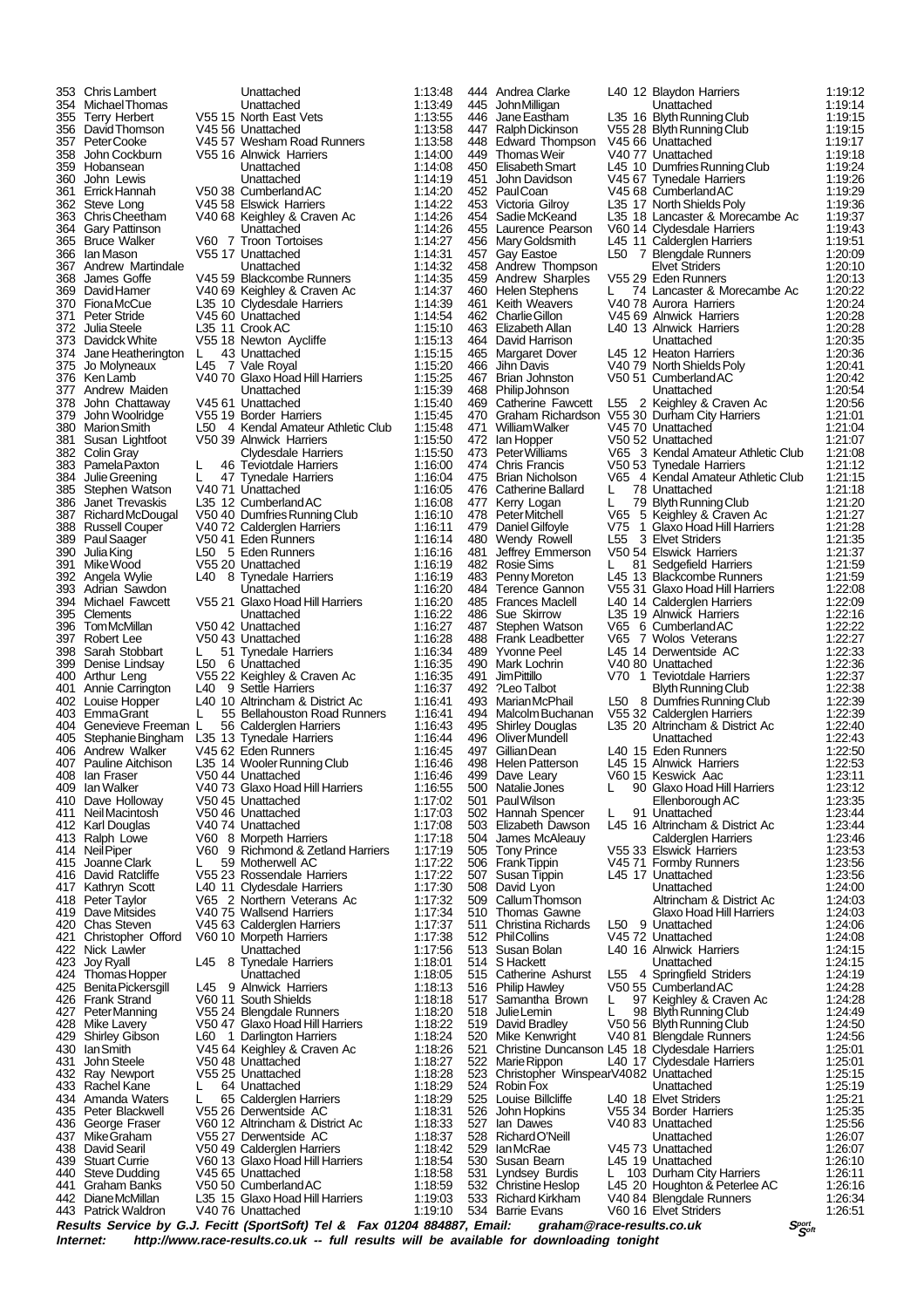| Pos | Name | Cat | Club | Time |
|---|---|---|---|---|
| 353 | Chris Lambert | | Unattached | 1:13:48 |
| 354 | Michael Thomas | | Unattached | 1:13:49 |
| 355 | Terry Herbert | V55 15 | North East Vets | 1:13:55 |
| 356 | David Thomson | V45 56 | Unattached | 1:13:58 |
| 357 | Peter Cooke | V45 57 | Wesham Road Runners | 1:13:58 |
| 358 | John Cockburn | V55 16 | Alnwick Harriers | 1:14:00 |
| 359 | Hobansean | | Unattached | 1:14:08 |
| 360 | John Lewis | | Unattached | 1:14:19 |
| 361 | Errick Hannah | V50 38 | Cumberland AC | 1:14:20 |
| 362 | Steve Long | V45 58 | Elswick Harriers | 1:14:22 |
| 363 | Chris Cheetham | V40 68 | Keighley & Craven Ac | 1:14:26 |
| 364 | Gary Pattinson | | Unattached | 1:14:26 |
| 365 | Bruce Walker | V60 7 | Troon Tortoises | 1:14:27 |
| 366 | Ian Mason | V55 17 | Unattached | 1:14:31 |
| 367 | Andrew Martindale | | Unattached | 1:14:32 |
| 368 | James Goffe | V45 59 | Blackcombe Runners | 1:14:35 |
| 369 | David Hamer | V40 69 | Keighley & Craven Ac | 1:14:37 |
| 370 | Fiona McCue | L35 10 | Clydesdale Harriers | 1:14:39 |
| 371 | Peter Stride | V45 60 | Unattached | 1:14:54 |
| 372 | Julia Steele | L35 11 | Crook AC | 1:15:10 |
| 373 | Davidck White | V55 18 | Newton Aycliffe | 1:15:13 |
| 374 | Jane Heatherington | L 43 | Unattached | 1:15:15 |
| 375 | Jo Molyneaux | L45 7 | Vale Royal | 1:15:20 |
| 376 | Ken Lamb | V40 70 | Glaxo Hoad Hill Harriers | 1:15:25 |
| 377 | Andrew Maiden | | Unattached | 1:15:39 |
| 378 | John Chattaway | V45 61 | Unattached | 1:15:40 |
| 379 | John Woolridge | V55 19 | Border Harriers | 1:15:45 |
| 380 | Marion Smith | L50 4 | Kendal Amateur Athletic Club | 1:15:48 |
| 381 | Susan Lightfoot | V50 39 | Alnwick Harriers | 1:15:50 |
| 382 | Colin Gray | | Clydesdale Harriers | 1:15:50 |
| 383 | Pamela Paxton | L 46 | Teviotdale Harriers | 1:16:00 |
| 384 | Julie Greening | L 47 | Tynedale Harriers | 1:16:04 |
| 385 | Stephen Watson | V40 71 | Unattached | 1:16:05 |
| 386 | Janet Trevaskis | L35 12 | Cumberland AC | 1:16:08 |
| 387 | Richard McDougal | V50 40 | Dumfries Running Club | 1:16:10 |
| 388 | Russell Couper | V40 72 | Calderglen Harriers | 1:16:11 |
| 389 | Paul Saager | V50 41 | Eden Runners | 1:16:14 |
| 390 | Julia King | L50 5 | Eden Runners | 1:16:16 |
| 391 | Mike Wood | V55 20 | Unattached | 1:16:19 |
| 392 | Angela Wylie | L40 8 | Tynedale Harriers | 1:16:19 |
| 393 | Adrian Sawdon | | Unattached | 1:16:20 |
| 394 | Michael Fawcett | V55 21 | Glaxo Hoad Hill Harriers | 1:16:20 |
| 395 | Clements | | Unattached | 1:16:22 |
| 396 | Tom McMillan | V50 42 | Unattached | 1:16:27 |
| 397 | Robert Lee | V50 43 | Unattached | 1:16:28 |
| 398 | Sarah Stobbart | L 51 | Tynedale Harriers | 1:16:34 |
| 399 | Denise Lindsay | L50 6 | Unattached | 1:16:35 |
| 400 | Arthur Leng | V55 22 | Keighley & Craven Ac | 1:16:35 |
| 401 | Annie Carrington | L40 9 | Settle Harriers | 1:16:37 |
| 402 | Louise Hopper | L40 10 | Altrincham & District Ac | 1:16:41 |
| 403 | Emma Grant | L 55 | Bellahouston Road Runners | 1:16:41 |
| 404 | Genevieve Freeman | L 56 | Calderglen Harriers | 1:16:43 |
| 405 | Stephanie Bingham | L35 13 | Tynedale Harriers | 1:16:44 |
| 406 | Andrew Walker | V45 62 | Eden Runners | 1:16:45 |
| 407 | Pauline Aitchison | L35 14 | Wooler Running Club | 1:16:46 |
| 408 | Ian Fraser | V50 44 | Unattached | 1:16:46 |
| 409 | Ian Walker | V40 73 | Glaxo Hoad Hill Harriers | 1:16:55 |
| 410 | Dave Holloway | V50 45 | Unattached | 1:17:02 |
| 411 | Neil Macintosh | V50 46 | Unattached | 1:17:03 |
| 412 | Karl Douglas | V40 74 | Unattached | 1:17:08 |
| 413 | Ralph Lowe | V60 8 | Morpeth Harriers | 1:17:18 |
| 414 | Neil Piper | V60 9 | Richmond & Zetland Harriers | 1:17:19 |
| 415 | Joanne Clark | L 59 | Motherwell AC | 1:17:22 |
| 416 | David Ratcliffe | V55 23 | Rossendale Harriers | 1:17:22 |
| 417 | Kathryn Scott | L40 11 | Clydesdale Harriers | 1:17:30 |
| 418 | Peter Taylor | V65 2 | Northern Veterans Ac | 1:17:32 |
| 419 | Dave Mitsides | V40 75 | Wallsend Harriers | 1:17:34 |
| 420 | Chas Steven | V45 63 | Calderglen Harriers | 1:17:37 |
| 421 | Christopher Offord | V60 10 | Morpeth Harriers | 1:17:38 |
| 422 | Nick Lawler | | Unattached | 1:17:56 |
| 423 | Joy Ryall | L45 8 | Tynedale Harriers | 1:18:01 |
| 424 | Thomas Hopper | | Unattached | 1:18:05 |
| 425 | Benita Pickersgill | L45 9 | Alnwick Harriers | 1:18:13 |
| 426 | Frank Strand | V60 11 | South Shields | 1:18:18 |
| 427 | Peter Manning | V55 24 | Blengdale Runners | 1:18:20 |
| 428 | Mike Lavery | V50 47 | Glaxo Hoad Hill Harriers | 1:18:22 |
| 429 | Shirley Gibson | L60 1 | Darlington Harriers | 1:18:24 |
| 430 | Ian Smith | V45 64 | Keighley & Craven Ac | 1:18:26 |
| 431 | John Steele | V50 48 | Unattached | 1:18:27 |
| 432 | Ray Newport | V55 25 | Unattached | 1:18:28 |
| 433 | Rachel Kane | L 64 | Unattached | 1:18:29 |
| 434 | Amanda Waters | L 65 | Calderglen Harriers | 1:18:29 |
| 435 | Peter Blackwell | V55 26 | Derwentside AC | 1:18:31 |
| 436 | George Fraser | V60 12 | Altrincham & District Ac | 1:18:33 |
| 437 | Mike Graham | V55 27 | Derwentside AC | 1:18:37 |
| 438 | David Searil | V50 49 | Calderglen Harriers | 1:18:42 |
| 439 | Stuart Currie | V60 13 | Glaxo Hoad Hill Harriers | 1:18:54 |
| 440 | Steve Dudding | V45 65 | Unattached | 1:18:58 |
| 441 | Graham Banks | V50 50 | Cumberland AC | 1:18:59 |
| 442 | Diane McMillan | L35 15 | Glaxo Hoad Hill Harriers | 1:19:03 |
| 443 | Patrick Waldron | V40 76 | Unattached | 1:19:10 |
| 444 | Andrea Clarke | L40 12 | Blaydon Harriers | 1:19:12 |
| 445 | John Milligan | | Unattached | 1:19:14 |
| 446 | Jane Eastham | L35 16 | Blyth Running Club | 1:19:15 |
| 447 | Ralph Dickinson | V55 28 | Blyth Running Club | 1:19:15 |
| 448 | Edward Thompson | V45 66 | Unattached | 1:19:17 |
| 449 | Thomas Weir | V40 77 | Unattached | 1:19:18 |
| 450 | Elisabeth Smart | L45 10 | Dumfries Running Club | 1:19:24 |
| 451 | John Davidson | V45 67 | Tynedale Harriers | 1:19:26 |
| 452 | Paul Coan | V45 68 | Cumberland AC | 1:19:29 |
| 453 | Victoria Gilroy | L35 17 | North Shields Poly | 1:19:36 |
| 454 | Sadie McKeand | L35 18 | Lancaster & Morecambe Ac | 1:19:37 |
| 455 | Laurence Pearson | V60 14 | Clydesdale Harriers | 1:19:43 |
| 456 | Mary Goldsmith | L45 11 | Calderglen Harriers | 1:19:51 |
| 457 | Gay Eastoe | L50 7 | Blengdale Runners | 1:20:09 |
| 458 | Andrew Thompson | | Elvet Striders | 1:20:10 |
| 459 | Andrew Sharples | V55 29 | Eden Runners | 1:20:13 |
| 460 | Helen Stephens | L 74 | Lancaster & Morecambe Ac | 1:20:22 |
| 461 | Keith Weavers | V40 78 | Aurora Harriers | 1:20:24 |
| 462 | Charlie Gillon | V45 69 | Alnwick Harriers | 1:20:28 |
| 463 | Elizabeth Allan | L40 13 | Alnwick Harriers | 1:20:28 |
| 464 | David Harrison | | Unattached | 1:20:35 |
| 465 | Margaret Dover | L45 12 | Heaton Harriers | 1:20:36 |
| 466 | Jihn Davis | V40 79 | North Shields Poly | 1:20:41 |
| 467 | Brian Johnston | V50 51 | Cumberland AC | 1:20:42 |
| 468 | Philip Johnson | | Unattached | 1:20:54 |
| 469 | Catherine Fawcett | L55 2 | Keighley & Craven Ac | 1:20:56 |
| 470 | Graham Richardson | V55 30 | Durham City Harriers | 1:21:01 |
| 471 | William Walker | V45 70 | Unattached | 1:21:04 |
| 472 | Ian Hopper | V50 52 | Unattached | 1:21:07 |
| 473 | Peter Williams | V65 3 | Kendal Amateur Athletic Club | 1:21:08 |
| 474 | Chris Francis | V50 53 | Tynedale Harriers | 1:21:12 |
| 475 | Brian Nicholson | V65 4 | Kendal Amateur Athletic Club | 1:21:15 |
| 476 | Catherine Ballard | L 78 | Unattached | 1:21:18 |
| 477 | Kerry Logan | L 79 | Blyth Running Club | 1:21:20 |
| 478 | Peter Mitchell | V65 5 | Keighley & Craven Ac | 1:21:27 |
| 479 | Daniel Gilfoyle | V75 1 | Glaxo Hoad Hill Harriers | 1:21:28 |
| 480 | Wendy Rowell | L55 3 | Elvet Striders | 1:21:35 |
| 481 | Jeffrey Emmerson | V50 54 | Elswick Harriers | 1:21:37 |
| 482 | Rosie Sims | L 81 | Sedgefield Harriers | 1:21:59 |
| 483 | Penny Moreton | L45 13 | Blackcombe Runners | 1:21:59 |
| 484 | Terence Gannon | V55 31 | Glaxo Hoad Hill Harriers | 1:22:08 |
| 485 | Frances Maclell | L40 14 | Calderglen Harriers | 1:22:09 |
| 486 | Sue Skirrow | L35 19 | Alnwick Harriers | 1:22:16 |
| 487 | Stephen Watson | V65 6 | Cumberland AC | 1:22:22 |
| 488 | Frank Leadbetter | V65 7 | Wolos Veterans | 1:22:27 |
| 489 | Yvonne Peel | L45 14 | Derwentside AC | 1:22:33 |
| 490 | Mark Lochrin | V40 80 | Unattached | 1:22:36 |
| 491 | Jim Pittillo | V70 1 | Teviotdale Harriers | 1:22:37 |
| 492 | ?Leo Talbot | | Blyth Running Club | 1:22:38 |
| 493 | Marian McPhail | L50 8 | Dumfries Running Club | 1:22:39 |
| 494 | Malcolm Buchanan | V55 32 | Calderglen Harriers | 1:22:39 |
| 495 | Shirley Douglas | L35 20 | Altrincham & District Ac | 1:22:40 |
| 496 | Oliver Mundell | | Unattached | 1:22:43 |
| 497 | Gillian Dean | L40 15 | Eden Runners | 1:22:50 |
| 498 | Helen Patterson | L45 15 | Alnwick Harriers | 1:22:53 |
| 499 | Dave Leary | V60 15 | Keswick Aac | 1:23:11 |
| 500 | Natalie Jones | L 90 | Glaxo Hoad Hill Harriers | 1:23:12 |
| 501 | Paul Wilson | | Ellenborough AC | 1:23:35 |
| 502 | Hannah Spencer | L 91 | Unattached | 1:23:44 |
| 503 | Elizabeth Dawson | L45 16 | Altrincham & District Ac | 1:23:44 |
| 504 | James McAleauy | | Calderglen Harriers | 1:23:46 |
| 505 | Tony Prince | V55 33 | Elswick Harriers | 1:23:53 |
| 506 | Frank Tippin | V45 71 | Formby Runners | 1:23:56 |
| 507 | Susan Tippin | L45 17 | Unattached | 1:23:56 |
| 508 | David Lyon | | Unattached | 1:24:00 |
| 509 | Callum Thomson | | Altrincham & District Ac | 1:24:03 |
| 510 | Thomas Gawne | | Glaxo Hoad Hill Harriers | 1:24:03 |
| 511 | Christina Richards | L50 9 | Unattached | 1:24:06 |
| 512 | Phil Collins | V45 72 | Unattached | 1:24:08 |
| 513 | Susan Bolan | L40 16 | Alnwick Harriers | 1:24:15 |
| 514 | S Hackett | | Unattached | 1:24:15 |
| 515 | Catherine Ashurst | L55 4 | Springfield Striders | 1:24:19 |
| 516 | Philip Hawley | V50 55 | Cumberland AC | 1:24:28 |
| 517 | Samantha Brown | L 97 | Keighley & Craven Ac | 1:24:28 |
| 518 | Julie Lemin | L 98 | Blyth Running Club | 1:24:49 |
| 519 | David Bradley | V50 56 | Blyth Running Club | 1:24:50 |
| 520 | Mike Kenwright | V40 81 | Blengdale Runners | 1:24:56 |
| 521 | Christine Duncanson | L45 18 | Clydesdale Harriers | 1:25:01 |
| 522 | Marie Rippon | L40 17 | Clydesdale Harriers | 1:25:01 |
| 523 | Christopher Winspear | V40 82 | Unattached | 1:25:15 |
| 524 | Robin Fox | | Unattached | 1:25:19 |
| 525 | Louise Billcliffe | L40 18 | Elvet Striders | 1:25:21 |
| 526 | John Hopkins | V55 34 | Border Harriers | 1:25:35 |
| 527 | Ian Dawes | V40 83 | Unattached | 1:25:56 |
| 528 | Richard O'Neill | | Unattached | 1:26:07 |
| 529 | Ian McRae | V45 73 | Unattached | 1:26:07 |
| 530 | Susan Bearn | L45 19 | Unattached | 1:26:10 |
| 531 | Lyndsey Burdis | L 103 | Durham City Harriers | 1:26:11 |
| 532 | Christine Heslop | L45 20 | Houghton & Peterlee AC | 1:26:16 |
| 533 | Richard Kirkham | V40 84 | Blengdale Runners | 1:26:34 |
| 534 | Barrie Evans | V60 16 | Elvet Striders | 1:26:51 |

***Results Service by G.J. Fecitt (SportSoft) Tel & Fax 01204 884887, Email: graham@race-results.co.uk***
***Internet: http://www.race-results.co.uk -- full results will be available for downloading tonight***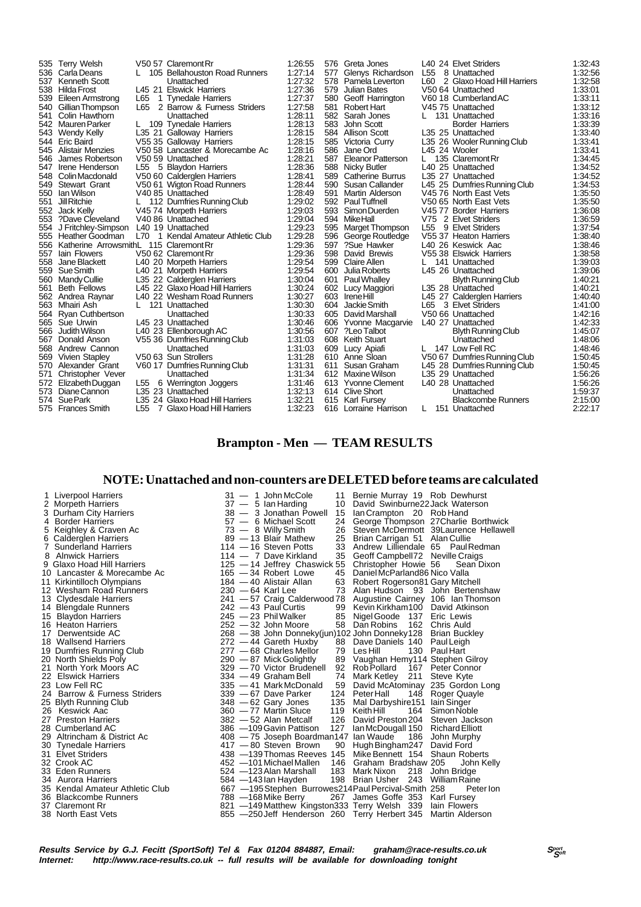| Pos | Name | Cat | Club | Time |
|---|---|---|---|---|
| 535 | Terry Welsh | V50 57 | Claremont Rr | 1:26:55 |
| 536 | Carla Deans | L 105 | Bellahouston Road Runners | 1:27:14 |
| 537 | Kenneth Scott | | Unattached | 1:27:32 |
| 538 | Hilda Frost | L45 21 | Elswick Harriers | 1:27:36 |
| 539 | Eileen Armstrong | L65 1 | Tynedale Harriers | 1:27:37 |
| 540 | Gillian Thompson | L65 2 | Barrow & Furness Striders | 1:27:58 |
| 541 | Colin Hawthorn | | Unattached | 1:28:11 |
| 542 | Mauren Parker | L 109 | Tynedale Harriers | 1:28:13 |
| 543 | Wendy Kelly | L35 21 | Galloway Harriers | 1:28:15 |
| 544 | Eric Baird | V55 35 | Galloway Harriers | 1:28:15 |
| 545 | Alistair Menzies | V50 58 | Lancaster & Morecambe Ac | 1:28:16 |
| 546 | James Robertson | V50 59 | Unattached | 1:28:21 |
| 547 | Irene Henderson | L55 5 | Blaydon Harriers | 1:28:36 |
| 548 | Colin Macdonald | V50 60 | Calderglen Harriers | 1:28:41 |
| 549 | Stewart Grant | V50 61 | Wigton Road Runners | 1:28:44 |
| 550 | Ian Wilson | V40 85 | Unattached | 1:28:49 |
| 551 | Jill Ritchie | L 112 | Dumfries Running Club | 1:29:02 |
| 552 | Jack Kelly | V45 74 | Morpeth Harriers | 1:29:03 |
| 553 | ?Dave Cleveland | V40 86 | Unattached | 1:29:04 |
| 554 | J Fritchley-Simpson | L40 19 | Unattached | 1:29:23 |
| 555 | Heather Goodman | L70 1 | Kendal Amateur Athletic Club | 1:29:28 |
| 556 | Katherine Arrowsmith | L 115 | Claremont Rr | 1:29:36 |
| 557 | Iain Flowers | V50 62 | Claremont Rr | 1:29:36 |
| 558 | Jane Blackett | L40 20 | Morpeth Harriers | 1:29:54 |
| 559 | Sue Smith | L40 21 | Morpeth Harriers | 1:29:54 |
| 560 | Mandy Cullie | L35 22 | Calderglen Harriers | 1:30:04 |
| 561 | Beth Fellows | L45 22 | Glaxo Hoad Hill Harriers | 1:30:24 |
| 562 | Andrea Raynar | L40 22 | Wesham Road Runners | 1:30:27 |
| 563 | Mhairi Ash | L 121 | Unattached | 1:30:30 |
| 564 | Ryan Cuthbertson | | Unattached | 1:30:33 |
| 565 | Sue Urwin | L45 23 | Unattached | 1:30:46 |
| 566 | Judith Wilson | L40 23 | Ellenborough AC | 1:30:56 |
| 567 | Donald Anson | V55 36 | Dumfries Running Club | 1:31:03 |
| 568 | Andrew Cannon | | Unattached | 1:31:03 |
| 569 | Vivien Stapley | V50 63 | Sun Strollers | 1:31:28 |
| 570 | Alexander Grant | V60 17 | Dumfries Running Club | 1:31:31 |
| 571 | Christopher Vever | | Unattached | 1:31:34 |
| 572 | Elizabeth Duggan | L55 6 | Werrington Joggers | 1:31:46 |
| 573 | Diane Cannon | L35 23 | Unattached | 1:32:13 |
| 574 | Sue Park | L35 24 | Glaxo Hoad Hill Harriers | 1:32:21 |
| 575 | Frances Smith | L55 7 | Glaxo Hoad Hill Harriers | 1:32:23 |
| 576 | Greta Jones | L40 24 | Elvet Striders | 1:32:43 |
| 577 | Glenys Richardson | L55 8 | Unattached | 1:32:56 |
| 578 | Pamela Leverton | L60 2 | Glaxo Hoad Hill Harriers | 1:32:58 |
| 579 | Julian Bates | V50 64 | Unattached | 1:33:01 |
| 580 | Geoff Harrington | V60 18 | Cumberland AC | 1:33:11 |
| 581 | Robert Hart | V45 75 | Unattached | 1:33:12 |
| 582 | Sarah Jones | L 131 | Unattached | 1:33:16 |
| 583 | John Scott | | Border Harriers | 1:33:39 |
| 584 | Allison Scott | L35 25 | Unattached | 1:33:40 |
| 585 | Victoria Curry | L35 26 | Wooler Running Club | 1:33:41 |
| 586 | Jane Ord | L45 24 | Wooler | 1:33:41 |
| 587 | Eleanor Patterson | L 135 | Claremont Rr | 1:34:45 |
| 588 | Nicky Butler | L40 25 | Unattached | 1:34:52 |
| 589 | Catherine Burrus | L35 27 | Unattached | 1:34:52 |
| 590 | Susan Callander | L45 25 | Dumfries Running Club | 1:34:53 |
| 591 | Martin Alderson | V45 76 | North East Vets | 1:35:50 |
| 592 | Paul Tuffnell | V50 65 | North East Vets | 1:35:50 |
| 593 | Simon Duerden | V45 77 | Border Harriers | 1:36:08 |
| 594 | Mike Hall | V75 2 | Elvet Striders | 1:36:59 |
| 595 | Marget Thompson | L55 9 | Elvet Striders | 1:37:54 |
| 596 | George Routledge | V55 37 | Heaton Harriers | 1:38:40 |
| 597 | ?Sue Hawker | L40 26 | Keswick Aac | 1:38:46 |
| 598 | David Brewis | V55 38 | Elswick Harriers | 1:38:58 |
| 599 | Claire Allen | L 141 | Unattached | 1:39:03 |
| 600 | Julia Roberts | L45 26 | Unattached | 1:39:06 |
| 601 | Paul Whalley | | Blyth Running Club | 1:40:21 |
| 602 | Lucy Maggiori | L35 28 | Unattached | 1:40:21 |
| 603 | Irene Hill | L45 27 | Calderglen Harriers | 1:40:40 |
| 604 | Jackie Smith | L65 3 | Elvet Striders | 1:41:00 |
| 605 | David Marshall | V50 66 | Unattached | 1:42:16 |
| 606 | Yvonne Macgarvie | L40 27 | Unattached | 1:42:33 |
| 607 | ?Leo Talbot | | Blyth Running Club | 1:45:07 |
| 608 | Keith Stuart | | Unattached | 1:48:06 |
| 609 | Lucy Apiafi | L 147 | Low Fell RC | 1:48:46 |
| 610 | Anne Sloan | V50 67 | Dumfries Running Club | 1:50:45 |
| 611 | Susan Graham | L45 28 | Dumfries Running Club | 1:50:45 |
| 612 | Maxine Wilson | L35 29 | Unattached | 1:56:26 |
| 613 | Yvonne Clement | L40 28 | Unattached | 1:56:26 |
| 614 | Clive Short | | Unattached | 1:59:37 |
| 615 | Karl Fursey | | Blackcombe Runners | 2:15:00 |
| 616 | Lorraine Harrison | L 151 | Unattached | 2:22:17 |

## Brampton - Men — TEAM RESULTS

### NOTE: Unattached and non-counters are DELETED before teams are calculated

| Pos | Team | Pts | 1st | 2nd | 3rd | 4th |
|---|---|---|---|---|---|---|
| 1 | Liverpool Harriers | 31 | 1 John McCole | 11 Bernie Murray | 19 Rob Dewhurst | |
| 2 | Morpeth Harriers | 37 | 5 Ian Harding | 10 David Swinburne | 22 Jack Waterson | |
| 3 | Durham City Harriers | 38 | 3 Jonathan Powell | 15 Ian Crampton | 20 Rob Hand | |
| 4 | Border Harriers | 57 | 6 Michael Scott | 24 George Thompson | 27 Charlie Borthwick | |
| 5 | Keighley & Craven Ac | 73 | 8 Willy Smith | 26 Steven McDermott | 39 Laurence Hellawell | |
| 6 | Calderglen Harriers | 89 | 13 Blair Mathew | 25 Brian Carrigan | 51 Alan Cullie | |
| 7 | Sunderland Harriers | 114 | 16 Steven Potts | 33 Andrew Lilliendale | 65 Paul Redman | |
| 8 | Alnwick Harriers | 114 | 7 Dave Kirkland | 35 Geoff Campbell | 72 Neville Craigs | |
| 9 | Glaxo Hoad Hill Harriers | 125 | 14 Jeffrey Chaswick | 55 Christopher Howie | 56 Sean Dixon | |
| 10 | Lancaster & Morecambe Ac | 165 | 34 Robert Lowe | 45 Daniel McParland | 86 Nico Valla | |
| 11 | Kirkintilloch Olympians | 184 | 40 Alistair Allan | 63 Robert Rogerson | 81 Gary Mitchell | |
| 12 | Wesham Road Runners | 230 | 64 Karl Lee | 73 Alan Hudson | 93 John Bertenshaw | |
| 13 | Clydesdale Harriers | 241 | 57 Craig Calderwood | 78 Augustine Cairney | 106 Ian Thomson | |
| 14 | Blengdale Runners | 242 | 43 Paul Curtis | 99 Kevin Kirkham | 100 David Atkinson | |
| 15 | Blaydon Harriers | 245 | 23 Phil Walker | 85 Nigel Goode | 137 Eric Lewis | |
| 16 | Heaton Harriers | 252 | 32 John Moore | 58 Dan Robins | 162 Chris Auld | |
| 17 | Derwentside AC | 268 | 38 John Donneky(jun) | 102 John Donneky | 128 Brian Buckley | |
| 18 | Wallsend Harriers | 272 | 44 Gareth Huxby | 88 Dave Daniels | 140 Paul Leigh | |
| 19 | Dumfries Running Club | 277 | 68 Charles Mellor | 79 Les Hill | 130 Paul Hart | |
| 20 | North Shields Poly | 290 | 87 Mick Golightly | 89 Vaughan Hemy | 114 Stephen Gilroy | |
| 21 | North York Moors AC | 329 | 70 Victor Brudenell | 92 Rob Pollard | 167 Peter Connor | |
| 22 | Elswick Harriers | 334 | 49 Graham Bell | 74 Mark Ketley | 211 Steve Kyte | |
| 23 | Low Fell RC | 335 | 41 Mark McDonald | 59 David McAtominay | 235 Gordon Long | |
| 24 | Barrow & Furness Striders | 339 | 67 Dave Parker | 124 Peter Hall | 148 Roger Quayle | |
| 25 | Blyth Running Club | 348 | 62 Gary Jones | 135 Mal Darbyshire | 151 Iain Singer | |
| 26 | Keswick Aac | 360 | 77 Martin Sluce | 119 Keith Hill | 164 Simon Noble | |
| 27 | Preston Harriers | 382 | 52 Alan Metcalf | 126 David Preston | 204 Steven Jackson | |
| 28 | Cumberland AC | 386 | 109 Gavin Pattison | 127 Ian McDougall | 150 Richard Elliott | |
| 29 | Altrincham & District Ac | 408 | 75 Joseph Boardman | 147 Ian Waude | 186 John Murphy | |
| 30 | Tynedale Harriers | 417 | 80 Steven Brown | 90 Hugh Bingham | 247 David Ford | |
| 31 | Elvet Striders | 438 | 139 Thomas Reeves | 145 Mike Bennett | 154 Shaun Roberts | |
| 32 | Crook AC | 452 | 101 Michael Mallen | 146 Graham Bradshaw | 205 John Kelly | |
| 33 | Eden Runners | 524 | 123 Alan Marshall | 183 Mark Nixon | 218 John Bridge | |
| 34 | Aurora Harriers | 584 | 143 Ian Hayden | 198 Brian Usher | 243 William Raine | |
| 35 | Kendal Amateur Athletic Club | 667 | 195 Stephen Burrows | 214 Paul Percival-Smith | 258 Peter Ion | |
| 36 | Blackcombe Runners | 788 | 168 Mike Berry | 267 James Goffe | 353 Karl Fursey | |
| 37 | Claremont Rr | 821 | 149 Matthew Kingston | 333 Terry Welsh | 339 Iain Flowers | |
| 38 | North East Vets | 855 | 250 Jeff Henderson | 260 Terry Herbert | 345 Martin Alderson | |

***Results Service by G.J. Fecitt (SportSoft) Tel & Fax 01204 884887, Email: graham@race-results.co.uk***
***Internet: http://www.race-results.co.uk -- full results will be available for downloading tonight***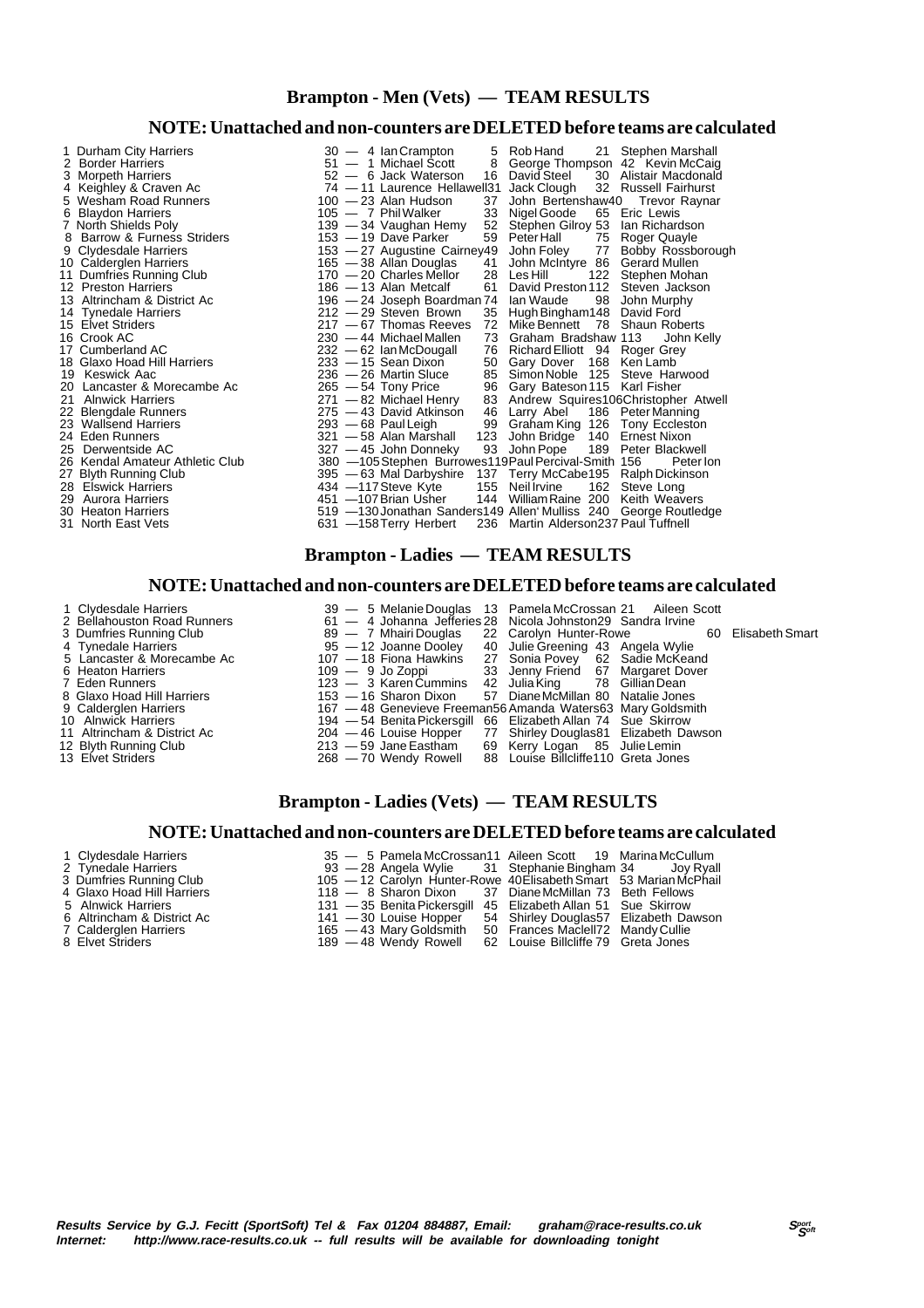## Brampton - Men (Vets) — TEAM RESULTS

### NOTE: Unattached and non-counters are DELETED before teams are calculated

| | | | | | | | | |
|---|---|---|---|---|---|---|---|---|
| 1 | Durham City Harriers | 30 | 4 | Ian Crampton | 5 | Rob Hand | 21 | Stephen Marshall |
| 2 | Border Harriers | 51 | 1 | Michael Scott | 8 | George Thompson | 42 | Kevin McCaig |
| 3 | Morpeth Harriers | 52 | 6 | Jack Waterson | 16 | David Steel | 30 | Alistair Macdonald |
| 4 | Keighley & Craven Ac | 74 | 11 | Laurence Hellawell | 31 | Jack Clough | 32 | Russell Fairhurst |
| 5 | Wesham Road Runners | 100 | 23 | Alan Hudson | 37 | John Bertenshaw | 40 | Trevor Raynar |
| 6 | Blaydon Harriers | 105 | 7 | Phil Walker | 33 | Nigel Goode | 65 | Eric Lewis |
| 7 | North Shields Poly | 139 | 34 | Vaughan Hemy | 52 | Stephen Gilroy | 53 | Ian Richardson |
| 8 | Barrow & Furness Striders | 153 | 19 | Dave Parker | 59 | Peter Hall | 75 | Roger Quayle |
| 9 | Clydesdale Harriers | 153 | 27 | Augustine Cairney | 49 | John Foley | 77 | Bobby Rossborough |
| 10 | Calderglen Harriers | 165 | 38 | Allan Douglas | 41 | John McIntyre | 86 | Gerard Mullen |
| 11 | Dumfries Running Club | 170 | 20 | Charles Mellor | 28 | Les Hill | 122 | Stephen Mohan |
| 12 | Preston Harriers | 186 | 13 | Alan Metcalf | 61 | David Preston | 112 | Steven Jackson |
| 13 | Altrincham & District Ac | 196 | 24 | Joseph Boardman | 74 | Ian Waude | 98 | John Murphy |
| 14 | Tynedale Harriers | 212 | 29 | Steven Brown | 35 | Hugh Bingham | 148 | David Ford |
| 15 | Elvet Striders | 217 | 67 | Thomas Reeves | 72 | Mike Bennett | 78 | Shaun Roberts |
| 16 | Crook AC | 230 | 44 | Michael Mallen | 73 | Graham Bradshaw | 113 | John Kelly |
| 17 | Cumberland AC | 232 | 62 | Ian McDougall | 76 | Richard Elliott | 94 | Roger Grey |
| 18 | Glaxo Hoad Hill Harriers | 233 | 15 | Sean Dixon | 50 | Gary Dover | 168 | Ken Lamb |
| 19 | Keswick Aac | 236 | 26 | Martin Sluce | 85 | Simon Noble | 125 | Steve Harwood |
| 20 | Lancaster & Morecambe Ac | 265 | 54 | Tony Price | 96 | Gary Bateson | 115 | Karl Fisher |
| 21 | Alnwick Harriers | 271 | 82 | Michael Henry | 83 | Andrew Squires | 106 | Christopher Atwell |
| 22 | Blengdale Runners | 275 | 43 | David Atkinson | 46 | Larry Abel | 186 | Peter Manning |
| 23 | Wallsend Harriers | 293 | 68 | Paul Leigh | 99 | Graham King | 126 | Tony Eccleston |
| 24 | Eden Runners | 321 | 58 | Alan Marshall | 123 | John Bridge | 140 | Ernest Nixon |
| 25 | Derwentside AC | 327 | 45 | John Donneky | 93 | John Pope | 189 | Peter Blackwell |
| 26 | Kendal Amateur Athletic Club | 380 | 105 | Stephen Burrowes | 119 | Paul Percival-Smith | 156 | Peter Ion |
| 27 | Blyth Running Club | 395 | 63 | Mal Darbyshire | 137 | Terry McCabe | 195 | Ralph Dickinson |
| 28 | Elswick Harriers | 434 | 117 | Steve Kyte | 155 | Neil Irvine | 162 | Steve Long |
| 29 | Aurora Harriers | 451 | 107 | Brian Usher | 144 | William Raine | 200 | Keith Weavers |
| 30 | Heaton Harriers | 519 | 130 | Jonathan Sanders | 149 | Allen' Mulliss | 240 | George Routledge |
| 31 | North East Vets | 631 | 158 | Terry Herbert | 236 | Martin Alderson | 237 | Paul Tuffnell |

## Brampton - Ladies — TEAM RESULTS

### NOTE: Unattached and non-counters are DELETED before teams are calculated

| | | | | | | | | |
|---|---|---|---|---|---|---|---|---|
| 1 | Clydesdale Harriers | 39 | 5 | Melanie Douglas | 13 | Pamela McCrossan | 21 | Aileen Scott |
| 2 | Bellahouston Road Runners | 61 | 4 | Johanna Jefferies | 28 | Nicola Johnston | 29 | Sandra Irvine |
| 3 | Dumfries Running Club | 89 | 7 | Mhairi Douglas | 22 | Carolyn Hunter-Rowe | 60 | Elisabeth Smart |
| 4 | Tynedale Harriers | 95 | 12 | Joanne Dooley | 40 | Julie Greening | 43 | Angela Wylie |
| 5 | Lancaster & Morecambe Ac | 107 | 18 | Fiona Hawkins | 27 | Sonia Povey | 62 | Sadie McKeand |
| 6 | Heaton Harriers | 109 | 9 | Jo Zoppi | 33 | Jenny Friend | 67 | Margaret Dover |
| 7 | Eden Runners | 123 | 3 | Karen Cummins | 42 | Julia King | 78 | Gillian Dean |
| 8 | Glaxo Hoad Hill Harriers | 153 | 16 | Sharon Dixon | 57 | Diane McMillan | 80 | Natalie Jones |
| 9 | Calderglen Harriers | 167 | 48 | Genevieve Freeman | 56 | Amanda Waters | 63 | Mary Goldsmith |
| 10 | Alnwick Harriers | 194 | 54 | Benita Pickersgill | 66 | Elizabeth Allan | 74 | Sue Skirrow |
| 11 | Altrincham & District Ac | 204 | 46 | Louise Hopper | 77 | Shirley Douglas | 81 | Elizabeth Dawson |
| 12 | Blyth Running Club | 213 | 59 | Jane Eastham | 69 | Kerry Logan | 85 | Julie Lemin |
| 13 | Elvet Striders | 268 | 70 | Wendy Rowell | 88 | Louise Billcliffe | 110 | Greta Jones |

## Brampton - Ladies (Vets) — TEAM RESULTS

### NOTE: Unattached and non-counters are DELETED before teams are calculated

| | | | | | | | | |
|---|---|---|---|---|---|---|---|---|
| 1 | Clydesdale Harriers | 35 | 5 | Pamela McCrossan | 11 | Aileen Scott | 19 | Marina McCullum |
| 2 | Tynedale Harriers | 93 | 28 | Angela Wylie | 31 | Stephanie Bingham | 34 | Joy Ryall |
| 3 | Dumfries Running Club | 105 | 12 | Carolyn Hunter-Rowe | 40 | Elisabeth Smart | 53 | Marian McPhail |
| 4 | Glaxo Hoad Hill Harriers | 118 | 8 | Sharon Dixon | 37 | Diane McMillan | 73 | Beth Fellows |
| 5 | Alnwick Harriers | 131 | 35 | Benita Pickersgill | 45 | Elizabeth Allan | 51 | Sue Skirrow |
| 6 | Altrincham & District Ac | 141 | 30 | Louise Hopper | 54 | Shirley Douglas | 57 | Elizabeth Dawson |
| 7 | Calderglen Harriers | 165 | 43 | Mary Goldsmith | 50 | Frances Maclell | 72 | Mandy Cullie |
| 8 | Elvet Striders | 189 | 48 | Wendy Rowell | 62 | Louise Billcliffe | 79 | Greta Jones |

***Results Service by G.J. Fecitt (SportSoft) Tel & Fax 01204 884887, Email: graham@race-results.co.uk***
***Internet: http://www.race-results.co.uk -- full results will be available for downloading tonight***